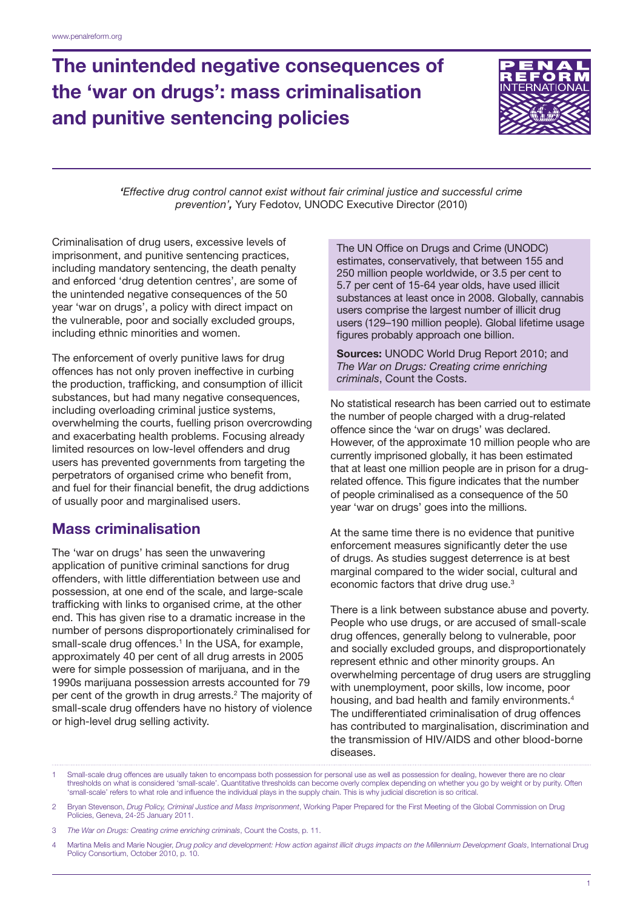# The unintended negative consequences of the 'war on drugs': mass criminalisation and punitive sentencing policies

*'Effective drug control cannot exist without fair criminal justice and successful crime prevention',* Yury Fedotov, UNODC Executive Director (2010)

Criminalisation of drug users, excessive levels of imprisonment, and punitive sentencing practices, including mandatory sentencing, the death penalty and enforced 'drug detention centres', are some of the unintended negative consequences of the 50 year 'war on drugs', a policy with direct impact on the vulnerable, poor and socially excluded groups, including ethnic minorities and women.

The enforcement of overly punitive laws for drug offences has not only proven ineffective in curbing the production, trafficking, and consumption of illicit substances, but had many negative consequences, including overloading criminal justice systems, overwhelming the courts, fuelling prison overcrowding and exacerbating health problems. Focusing already limited resources on low-level offenders and drug users has prevented governments from targeting the perpetrators of organised crime who benefit from, and fuel for their financial benefit, the drug addictions of usually poor and marginalised users.

## Mass criminalisation

The 'war on drugs' has seen the unwavering application of punitive criminal sanctions for drug offenders, with little differentiation between use and possession, at one end of the scale, and large-scale trafficking with links to organised crime, at the other end. This has given rise to a dramatic increase in the number of persons disproportionately criminalised for small-scale drug offences.[1] In the USA, for example, approximately 40 per cent of all drug arrests in 2005 were for simple possession of marijuana, and in the 1990s marijuana possession arrests accounted for 79 per cent of the growth in drug arrests.[2] The majority of small-scale drug offenders have no history of violence or high-level drug selling activity.

> The UN Office on Drugs and Crime (UNODC) estimates, conservatively, that between 155 and 250 million people worldwide, or 3.5 per cent to 5.7 per cent of 15-64 year olds, have used illicit substances at least once in 2008. Globally, cannabis users comprise the largest number of illicit drug users (129–190 million people). Global lifetime usage figures probably approach one billion.
>
> **Sources:** UNODC World Drug Report 2010; and *The War on Drugs: Creating crime enriching criminals*, Count the Costs.

No statistical research has been carried out to estimate the number of people charged with a drug-related offence since the 'war on drugs' was declared. However, of the approximate 10 million people who are currently imprisoned globally, it has been estimated that at least one million people are in prison for a drug-related offence. This figure indicates that the number of people criminalised as a consequence of the 50 year 'war on drugs' goes into the millions.

At the same time there is no evidence that punitive enforcement measures significantly deter the use of drugs. As studies suggest deterrence is at best marginal compared to the wider social, cultural and economic factors that drive drug use.[3]

There is a link between substance abuse and poverty. People who use drugs, or are accused of small-scale drug offences, generally belong to vulnerable, poor and socially excluded groups, and disproportionately represent ethnic and other minority groups. An overwhelming percentage of drug users are struggling with unemployment, poor skills, low income, poor housing, and bad health and family environments.[4] The undifferentiated criminalisation of drug offences has contributed to marginalisation, discrimination and the transmission of HIV/AIDS and other blood-borne diseases.

---

1 Small-scale drug offences are usually taken to encompass both possession for personal use as well as possession for dealing, however there are no clear thresholds on what is considered 'small-scale'. Quantitative thresholds can become overly complex depending on whether you go by weight or by purity. Often 'small-scale' refers to what role and influence the individual plays in the supply chain. This is why judicial discretion is so critical.

2 Bryan Stevenson, *Drug Policy, Criminal Justice and Mass Imprisonment*, Working Paper Prepared for the First Meeting of the Global Commission on Drug Policies, Geneva, 24-25 January 2011.

3 *The War on Drugs: Creating crime enriching criminals*, Count the Costs, p. 11.

4 Martina Melis and Marie Nougier, *Drug policy and development: How action against illicit drugs impacts on the Millennium Development Goals*, International Drug Policy Consortium, October 2010, p. 10.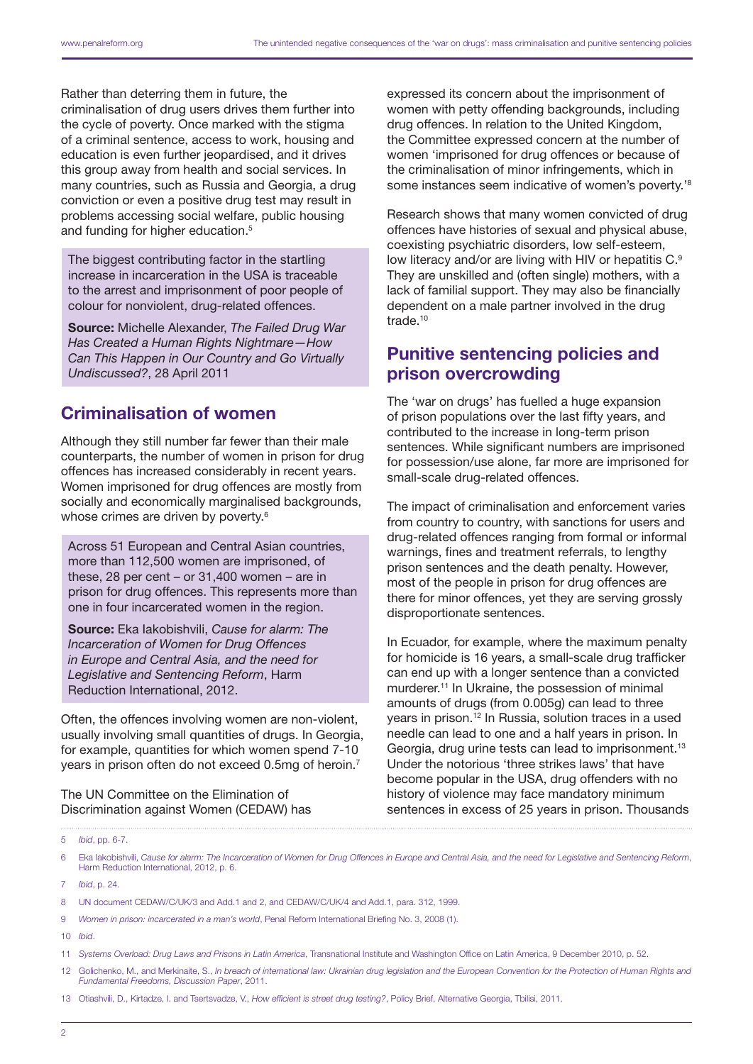Rather than deterring them in future, the criminalisation of drug users drives them further into the cycle of poverty. Once marked with the stigma of a criminal sentence, access to work, housing and education is even further jeopardised, and it drives this group away from health and social services. In many countries, such as Russia and Georgia, a drug conviction or even a positive drug test may result in problems accessing social welfare, public housing and funding for higher education.[5]

> The biggest contributing factor in the startling increase in incarceration in the USA is traceable to the arrest and imprisonment of poor people of colour for nonviolent, drug-related offences.
>
> **Source:** Michelle Alexander, *The Failed Drug War Has Created a Human Rights Nightmare—How Can This Happen in Our Country and Go Virtually Undiscussed?*, 28 April 2011

## Criminalisation of women

Although they still number far fewer than their male counterparts, the number of women in prison for drug offences has increased considerably in recent years. Women imprisoned for drug offences are mostly from socially and economically marginalised backgrounds, whose crimes are driven by poverty.[6]

> Across 51 European and Central Asian countries, more than 112,500 women are imprisoned, of these, 28 per cent – or 31,400 women – are in prison for drug offences. This represents more than one in four incarcerated women in the region.
>
> **Source:** Eka Iakobishvili, *Cause for alarm: The Incarceration of Women for Drug Offences in Europe and Central Asia, and the need for Legislative and Sentencing Reform*, Harm Reduction International, 2012.

Often, the offences involving women are non-violent, usually involving small quantities of drugs. In Georgia, for example, quantities for which women spend 7-10 years in prison often do not exceed 0.5mg of heroin.[7]

The UN Committee on the Elimination of Discrimination against Women (CEDAW) has expressed its concern about the imprisonment of women with petty offending backgrounds, including drug offences. In relation to the United Kingdom, the Committee expressed concern at the number of women 'imprisoned for drug offences or because of the criminalisation of minor infringements, which in some instances seem indicative of women's poverty.'[8]

Research shows that many women convicted of drug offences have histories of sexual and physical abuse, coexisting psychiatric disorders, low self-esteem, low literacy and/or are living with HIV or hepatitis C.[9] They are unskilled and (often single) mothers, with a lack of familial support. They may also be financially dependent on a male partner involved in the drug trade.[10]

## Punitive sentencing policies and prison overcrowding

The 'war on drugs' has fuelled a huge expansion of prison populations over the last fifty years, and contributed to the increase in long-term prison sentences. While significant numbers are imprisoned for possession/use alone, far more are imprisoned for small-scale drug-related offences.

The impact of criminalisation and enforcement varies from country to country, with sanctions for users and drug-related offences ranging from formal or informal warnings, fines and treatment referrals, to lengthy prison sentences and the death penalty. However, most of the people in prison for drug offences are there for minor offences, yet they are serving grossly disproportionate sentences.

In Ecuador, for example, where the maximum penalty for homicide is 16 years, a small-scale drug trafficker can end up with a longer sentence than a convicted murderer.[11] In Ukraine, the possession of minimal amounts of drugs (from 0.005g) can lead to three years in prison.[12] In Russia, solution traces in a used needle can lead to one and a half years in prison. In Georgia, drug urine tests can lead to imprisonment.[13] Under the notorious 'three strikes laws' that have become popular in the USA, drug offenders with no history of violence may face mandatory minimum sentences in excess of 25 years in prison. Thousands

---

5 *Ibid*, pp. 6-7.

6 Eka Iakobishvili, *Cause for alarm: The Incarceration of Women for Drug Offences in Europe and Central Asia, and the need for Legislative and Sentencing Reform*, Harm Reduction International, 2012, p. 6.

7 *Ibid*, p. 24.

8 UN document CEDAW/C/UK/3 and Add.1 and 2, and CEDAW/C/UK/4 and Add.1, para. 312, 1999.

9 *Women in prison: incarcerated in a man's world*, Penal Reform International Briefing No. 3, 2008 (1).

10 *Ibid*.

11 *Systems Overload: Drug Laws and Prisons in Latin America*, Transnational Institute and Washington Office on Latin America, 9 December 2010, p. 52.

12 Golichenko, M., and Merkinaite, S., *In breach of international law: Ukrainian drug legislation and the European Convention for the Protection of Human Rights and Fundamental Freedoms, Discussion Paper*, 2011.

13 Otiashvili, D., Kirtadze, I. and Tsertsvadze, V., *How efficient is street drug testing?*, Policy Brief, Alternative Georgia, Tbilisi, 2011.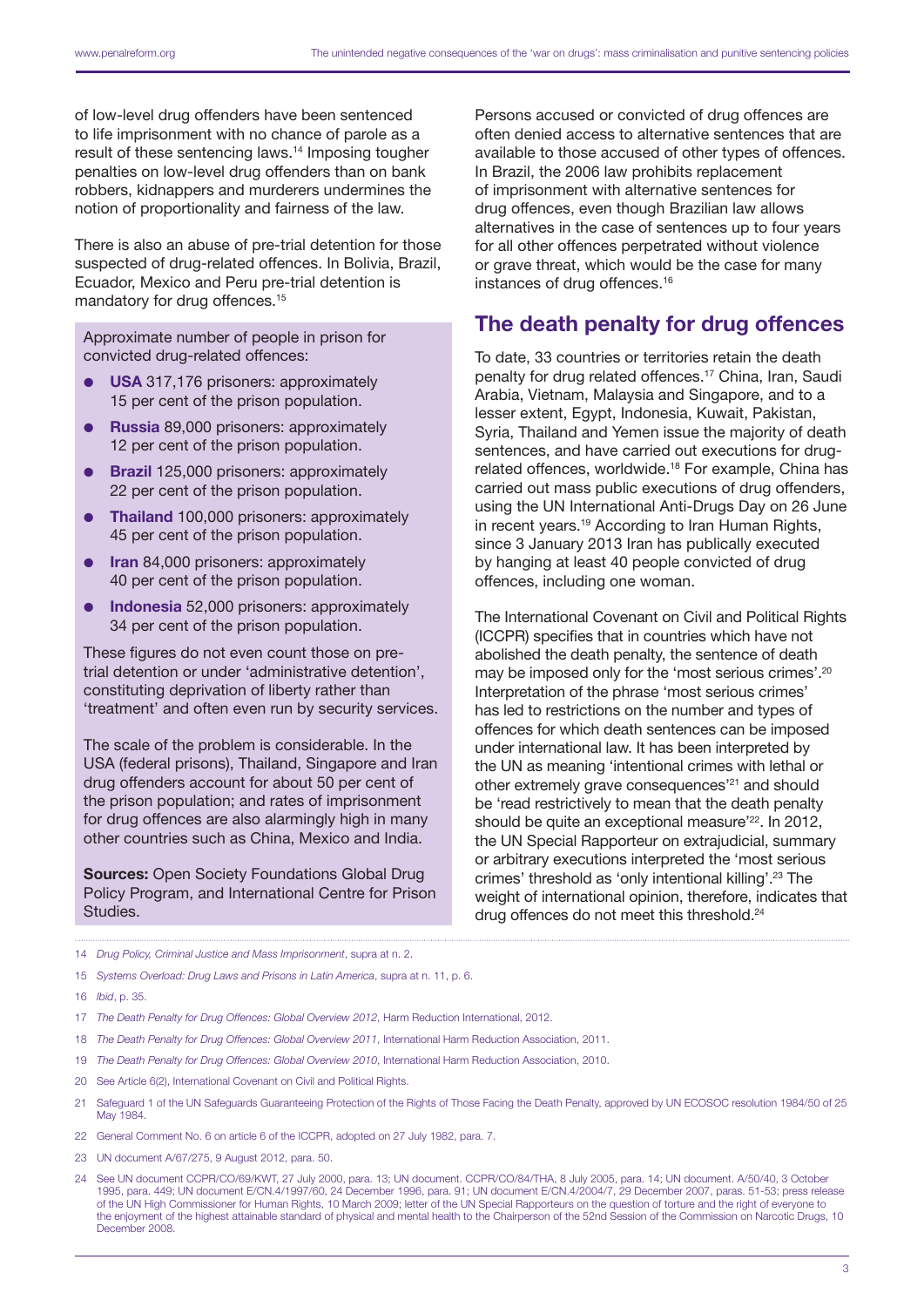of low-level drug offenders have been sentenced to life imprisonment with no chance of parole as a result of these sentencing laws.[14] Imposing tougher penalties on low-level drug offenders than on bank robbers, kidnappers and murderers undermines the notion of proportionality and fairness of the law.

There is also an abuse of pre-trial detention for those suspected of drug-related offences. In Bolivia, Brazil, Ecuador, Mexico and Peru pre-trial detention is mandatory for drug offences.[15]

Approximate number of people in prison for convicted drug-related offences:

- **USA** 317,176 prisoners: approximately 15 per cent of the prison population.
- **Russia** 89,000 prisoners: approximately 12 per cent of the prison population.
- **Brazil** 125,000 prisoners: approximately 22 per cent of the prison population.
- **Thailand** 100,000 prisoners: approximately 45 per cent of the prison population.
- **Iran** 84,000 prisoners: approximately 40 per cent of the prison population.
- **Indonesia** 52,000 prisoners: approximately 34 per cent of the prison population.

These figures do not even count those on pre-trial detention or under 'administrative detention', constituting deprivation of liberty rather than 'treatment' and often even run by security services.

The scale of the problem is considerable. In the USA (federal prisons), Thailand, Singapore and Iran drug offenders account for about 50 per cent of the prison population; and rates of imprisonment for drug offences are also alarmingly high in many other countries such as China, Mexico and India.

**Sources:** Open Society Foundations Global Drug Policy Program, and International Centre for Prison Studies.

Persons accused or convicted of drug offences are often denied access to alternative sentences that are available to those accused of other types of offences. In Brazil, the 2006 law prohibits replacement of imprisonment with alternative sentences for drug offences, even though Brazilian law allows alternatives in the case of sentences up to four years for all other offences perpetrated without violence or grave threat, which would be the case for many instances of drug offences.[16]

## The death penalty for drug offences

To date, 33 countries or territories retain the death penalty for drug related offences.[17] China, Iran, Saudi Arabia, Vietnam, Malaysia and Singapore, and to a lesser extent, Egypt, Indonesia, Kuwait, Pakistan, Syria, Thailand and Yemen issue the majority of death sentences, and have carried out executions for drug-related offences, worldwide.[18] For example, China has carried out mass public executions of drug offenders, using the UN International Anti-Drugs Day on 26 June in recent years.[19] According to Iran Human Rights, since 3 January 2013 Iran has publically executed by hanging at least 40 people convicted of drug offences, including one woman.

The International Covenant on Civil and Political Rights (ICCPR) specifies that in countries which have not abolished the death penalty, the sentence of death may be imposed only for the 'most serious crimes'.[20] Interpretation of the phrase 'most serious crimes' has led to restrictions on the number and types of offences for which death sentences can be imposed under international law. It has been interpreted by the UN as meaning 'intentional crimes with lethal or other extremely grave consequences'[21] and should be 'read restrictively to mean that the death penalty should be quite an exceptional measure'[22]. In 2012, the UN Special Rapporteur on extrajudicial, summary or arbitrary executions interpreted the 'most serious crimes' threshold as 'only intentional killing'.[23] The weight of international opinion, therefore, indicates that drug offences do not meet this threshold.[24]

---

14 *Drug Policy, Criminal Justice and Mass Imprisonment*, supra at n. 2.

15 *Systems Overload: Drug Laws and Prisons in Latin America*, supra at n. 11, p. 6.

16 *Ibid*, p. 35.

17 *The Death Penalty for Drug Offences: Global Overview 2012*, Harm Reduction International, 2012.

18 *The Death Penalty for Drug Offences: Global Overview 2011*, International Harm Reduction Association, 2011.

19 *The Death Penalty for Drug Offences: Global Overview 2010*, International Harm Reduction Association, 2010.

20 See Article 6(2), International Covenant on Civil and Political Rights.

21 Safeguard 1 of the UN Safeguards Guaranteeing Protection of the Rights of Those Facing the Death Penalty, approved by UN ECOSOC resolution 1984/50 of 25 May 1984.

22 General Comment No. 6 on article 6 of the ICCPR, adopted on 27 July 1982, para. 7.

23 UN document A/67/275, 9 August 2012, para. 50.

24 See UN document CCPR/CO/69/KWT, 27 July 2000, para. 13; UN document. CCPR/CO/84/THA, 8 July 2005, para. 14; UN document. A/50/40, 3 October 1995, para. 449; UN document E/CN.4/1997/60, 24 December 1996, para. 91; UN document E/CN.4/2004/7, 29 December 2007, paras. 51-53; press release of the UN High Commissioner for Human Rights, 10 March 2009; letter of the UN Special Rapporteurs on the question of torture and the right of everyone to the enjoyment of the highest attainable standard of physical and mental health to the Chairperson of the 52nd Session of the Commission on Narcotic Drugs, 10 December 2008.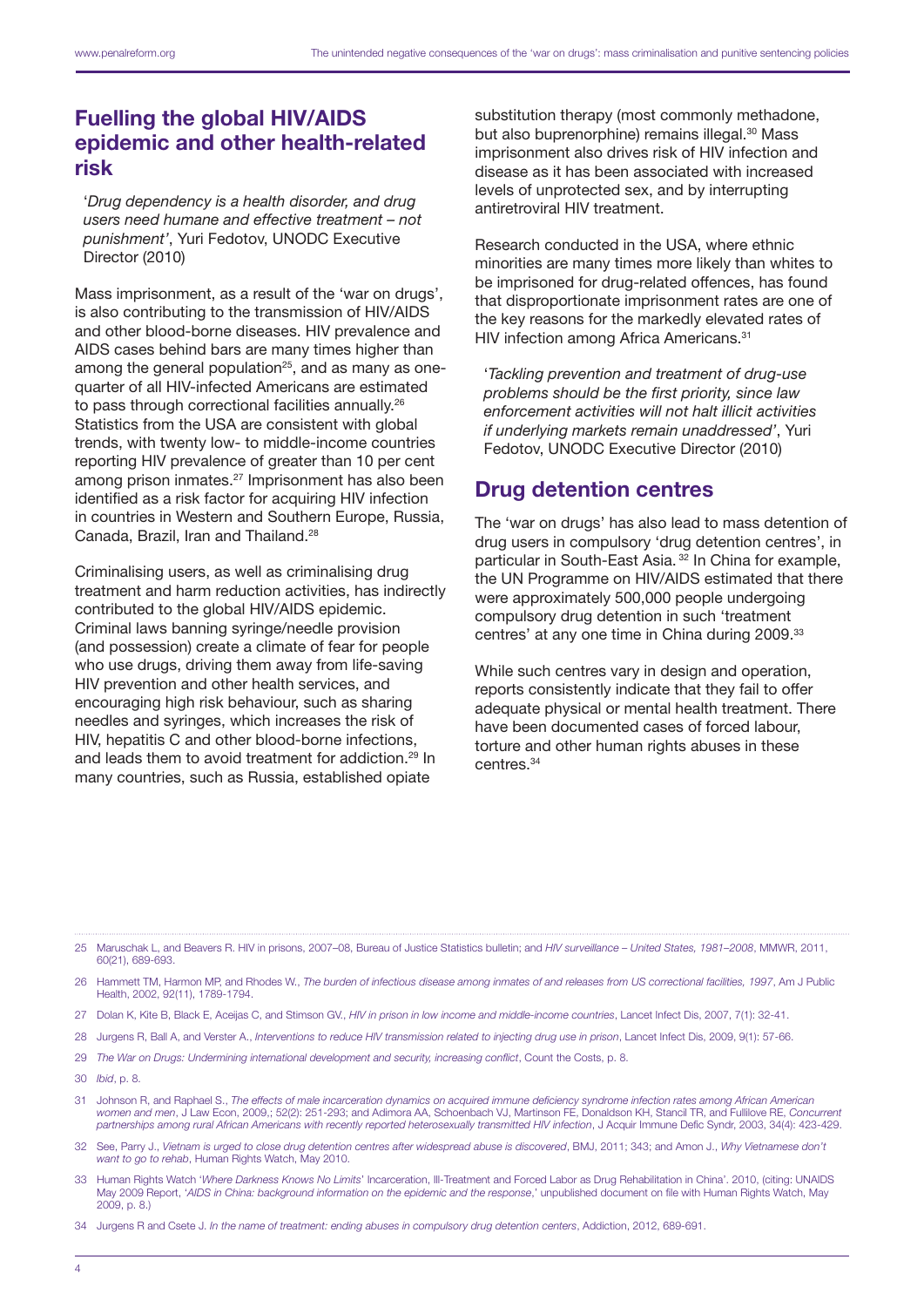## Fuelling the global HIV/AIDS epidemic and other health-related risk

'*Drug dependency is a health disorder, and drug users need humane and effective treatment – not punishment*', Yuri Fedotov, UNODC Executive Director (2010)

Mass imprisonment, as a result of the 'war on drugs', is also contributing to the transmission of HIV/AIDS and other blood-borne diseases. HIV prevalence and AIDS cases behind bars are many times higher than among the general population[25], and as many as one-quarter of all HIV-infected Americans are estimated to pass through correctional facilities annually.[26] Statistics from the USA are consistent with global trends, with twenty low- to middle-income countries reporting HIV prevalence of greater than 10 per cent among prison inmates.[27] Imprisonment has also been identified as a risk factor for acquiring HIV infection in countries in Western and Southern Europe, Russia, Canada, Brazil, Iran and Thailand.[28]

Criminalising users, as well as criminalising drug treatment and harm reduction activities, has indirectly contributed to the global HIV/AIDS epidemic. Criminal laws banning syringe/needle provision (and possession) create a climate of fear for people who use drugs, driving them away from life-saving HIV prevention and other health services, and encouraging high risk behaviour, such as sharing needles and syringes, which increases the risk of HIV, hepatitis C and other blood-borne infections, and leads them to avoid treatment for addiction.[29] In many countries, such as Russia, established opiate substitution therapy (most commonly methadone, but also buprenorphine) remains illegal.[30] Mass imprisonment also drives risk of HIV infection and disease as it has been associated with increased levels of unprotected sex, and by interrupting antiretroviral HIV treatment.

Research conducted in the USA, where ethnic minorities are many times more likely than whites to be imprisoned for drug-related offences, has found that disproportionate imprisonment rates are one of the key reasons for the markedly elevated rates of HIV infection among Africa Americans.[31]

'*Tackling prevention and treatment of drug-use problems should be the first priority, since law enforcement activities will not halt illicit activities if underlying markets remain unaddressed*', Yuri Fedotov, UNODC Executive Director (2010)

## Drug detention centres

The 'war on drugs' has also lead to mass detention of drug users in compulsory 'drug detention centres', in particular in South-East Asia. [32] In China for example, the UN Programme on HIV/AIDS estimated that there were approximately 500,000 people undergoing compulsory drug detention in such 'treatment centres' at any one time in China during 2009.[33]

While such centres vary in design and operation, reports consistently indicate that they fail to offer adequate physical or mental health treatment. There have been documented cases of forced labour, torture and other human rights abuses in these centres.[34]

---

25 Maruschak L, and Beavers R. HIV in prisons, 2007–08, Bureau of Justice Statistics bulletin; and *HIV surveillance – United States, 1981–2008*, MMWR, 2011, 60(21), 689-693.

26 Hammett TM, Harmon MP, and Rhodes W., *The burden of infectious disease among inmates of and releases from US correctional facilities, 1997*, Am J Public Health, 2002, 92(11), 1789-1794.

27 Dolan K, Kite B, Black E, Aceijas C, and Stimson GV., *HIV in prison in low income and middle-income countries*, Lancet Infect Dis, 2007, 7(1): 32-41.

28 Jurgens R, Ball A, and Verster A., *Interventions to reduce HIV transmission related to injecting drug use in prison*, Lancet Infect Dis, 2009, 9(1): 57-66.

29 *The War on Drugs: Undermining international development and security, increasing conflict*, Count the Costs, p. 8.

30 *Ibid*, p. 8.

31 Johnson R, and Raphael S., *The effects of male incarceration dynamics on acquired immune deficiency syndrome infection rates among African American women and men*, J Law Econ, 2009,; 52(2): 251-293; and Adimora AA, Schoenbach VJ, Martinson FE, Donaldson KH, Stancil TR, and Fullilove RE, *Concurrent partnerships among rural African Americans with recently reported heterosexually transmitted HIV infection*, J Acquir Immune Defic Syndr, 2003, 34(4): 423-429.

32 See, Parry J., *Vietnam is urged to close drug detention centres after widespread abuse is discovered*, BMJ, 2011; 343; and Amon J., *Why Vietnamese don't want to go to rehab*, Human Rights Watch, May 2010.

33 Human Rights Watch '*Where Darkness Knows No Limits*' Incarceration, Ill-Treatment and Forced Labor as Drug Rehabilitation in China'. 2010, (citing: UNAIDS May 2009 Report, '*AIDS in China: background information on the epidemic and the response*,' unpublished document on file with Human Rights Watch, May 2009, p. 8.)

34 Jurgens R and Csete J. *In the name of treatment: ending abuses in compulsory drug detention centers*, Addiction, 2012, 689-691.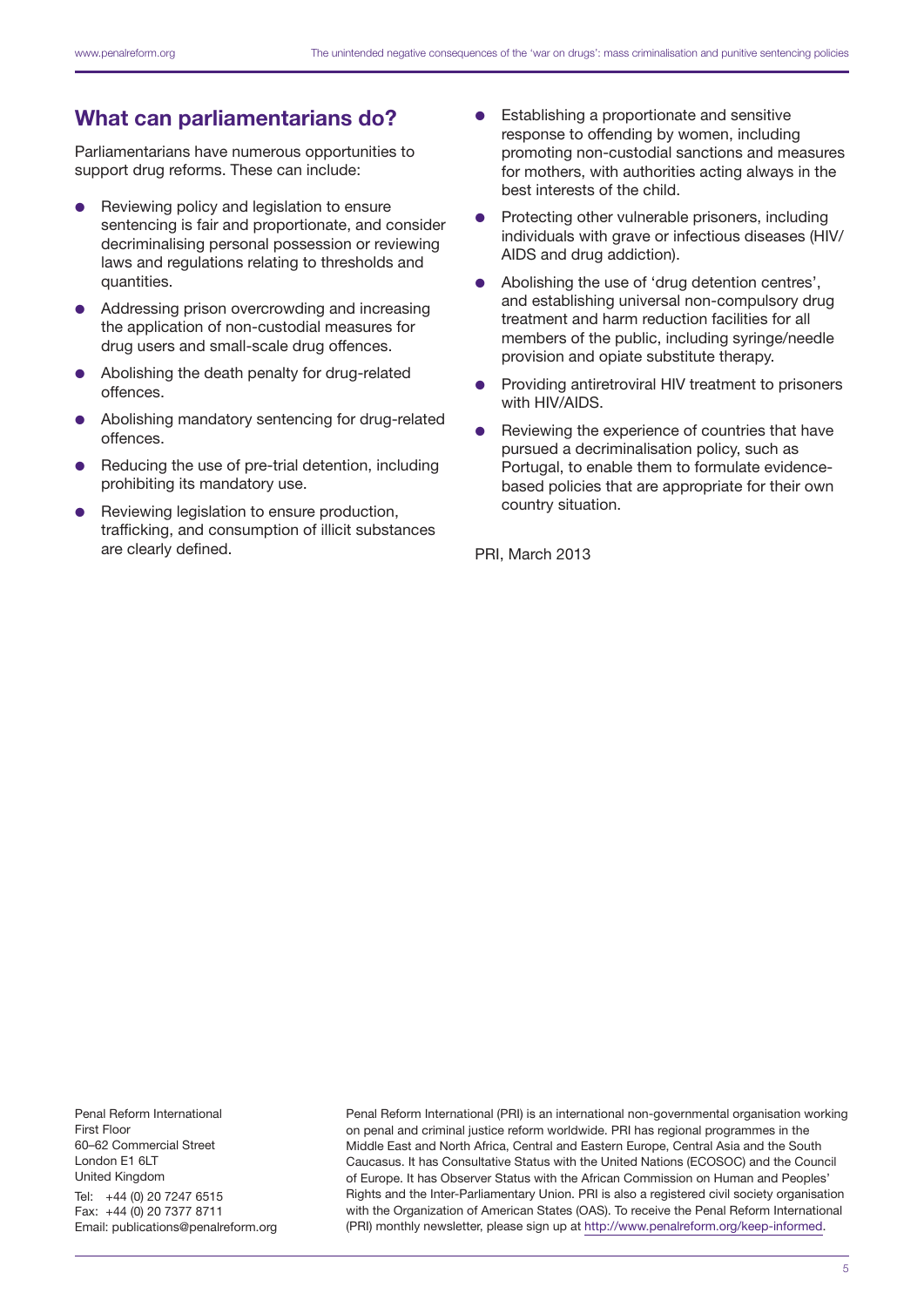## What can parliamentarians do?

Parliamentarians have numerous opportunities to support drug reforms. These can include:

- Reviewing policy and legislation to ensure sentencing is fair and proportionate, and consider decriminalising personal possession or reviewing laws and regulations relating to thresholds and quantities.
- Addressing prison overcrowding and increasing the application of non-custodial measures for drug users and small-scale drug offences.
- Abolishing the death penalty for drug-related offences.
- Abolishing mandatory sentencing for drug-related offences.
- Reducing the use of pre-trial detention, including prohibiting its mandatory use.
- Reviewing legislation to ensure production, trafficking, and consumption of illicit substances are clearly defined.
- Establishing a proportionate and sensitive response to offending by women, including promoting non-custodial sanctions and measures for mothers, with authorities acting always in the best interests of the child.
- Protecting other vulnerable prisoners, including individuals with grave or infectious diseases (HIV/AIDS and drug addiction).
- Abolishing the use of 'drug detention centres', and establishing universal non-compulsory drug treatment and harm reduction facilities for all members of the public, including syringe/needle provision and opiate substitute therapy.
- Providing antiretroviral HIV treatment to prisoners with HIV/AIDS.
- Reviewing the experience of countries that have pursued a decriminalisation policy, such as Portugal, to enable them to formulate evidence-based policies that are appropriate for their own country situation.

PRI, March 2013

Penal Reform International
First Floor
60–62 Commercial Street
London E1 6LT
United Kingdom

Tel: +44 (0) 20 7247 6515
Fax: +44 (0) 20 7377 8711
Email: publications@penalreform.org

Penal Reform International (PRI) is an international non-governmental organisation working on penal and criminal justice reform worldwide. PRI has regional programmes in the Middle East and North Africa, Central and Eastern Europe, Central Asia and the South Caucasus. It has Consultative Status with the United Nations (ECOSOC) and the Council of Europe. It has Observer Status with the African Commission on Human and Peoples' Rights and the Inter-Parliamentary Union. PRI is also a registered civil society organisation with the Organization of American States (OAS). To receive the Penal Reform International (PRI) monthly newsletter, please sign up at http://www.penalreform.org/keep-informed.